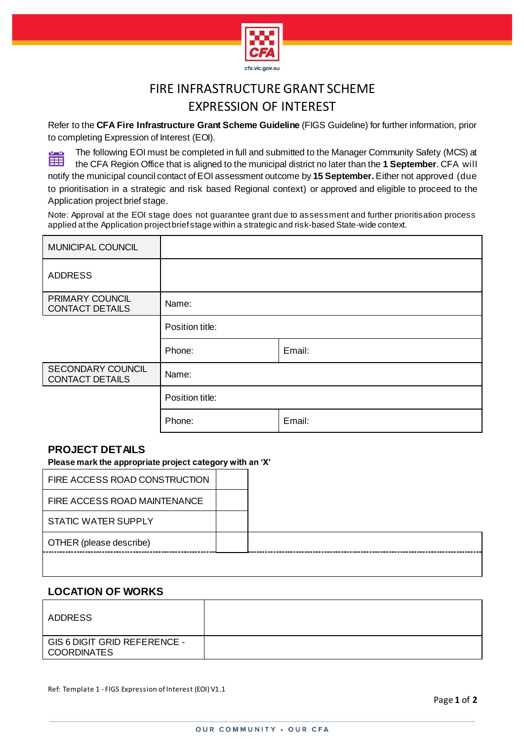# FIRE INFRASTRUCTURE GRANT SCHEME
# EXPRESSION OF INTEREST

Refer to the **CFA Fire Infrastructure Grant Scheme Guideline** (FIGS Guideline) for further information, prior to completing Expression of Interest (EOI).

The following EOI must be completed in full and submitted to the Manager Community Safety (MCS) at the CFA Region Office that is aligned to the municipal district no later than the **1 September**. CFA will notify the municipal council contact of EOI assessment outcome by **15 September.** Either not approved (due to prioritisation in a strategic and risk based Regional context) or approved and eligible to proceed to the Application project brief stage.

Note: Approval at the EOI stage does not guarantee grant due to assessment and further prioritisation process applied at the Application project brief stage within a strategic and risk-based State-wide context.

| | | |
|---|---|---|
| MUNICIPAL COUNCIL | | |
| ADDRESS | | |
| PRIMARY COUNCIL CONTACT DETAILS | Name: | |
| | Position title: | |
| | Phone: | Email: |
| SECONDARY COUNCIL CONTACT DETAILS | Name: | |
| | Position title: | |
| | Phone: | Email: |

## PROJECT DETAILS

**Please mark the appropriate project category with an 'X'**

| | |
|---|---|
| FIRE ACCESS ROAD CONSTRUCTION | |
| FIRE ACCESS ROAD MAINTENANCE | |
| STATIC WATER SUPPLY | |
| OTHER (please describe) | |

## LOCATION OF WORKS

| | |
|---|---|
| ADDRESS | |
| GIS 6 DIGIT GRID REFERENCE - COORDINATES | |

Ref: Template 1 - FIGS Expression of Interest (EOI) V1.1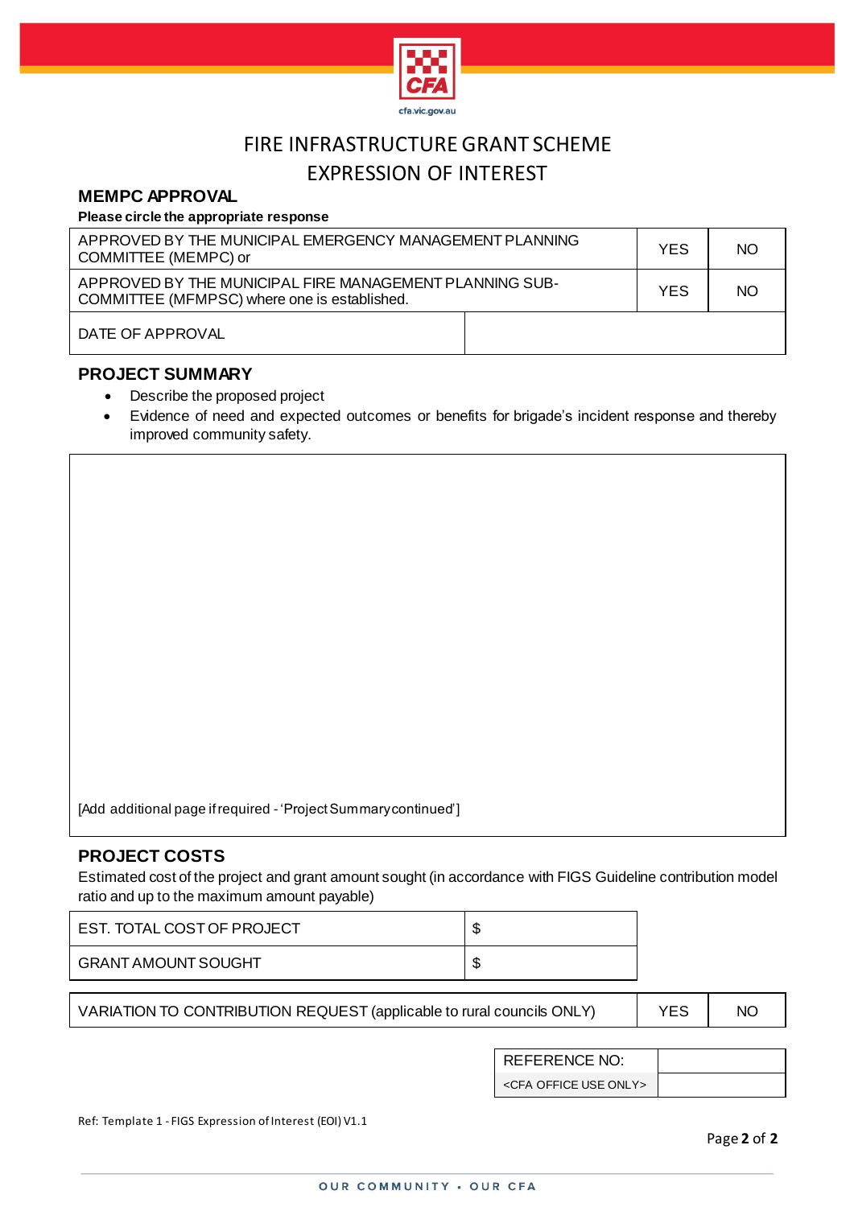# FIRE INFRASTRUCTURE GRANT SCHEME
# EXPRESSION OF INTEREST

## MEMPC APPROVAL

**Please circle the appropriate response**

| | | |
|---|---|---|
| APPROVED BY THE MUNICIPAL EMERGENCY MANAGEMENT PLANNING COMMITTEE (MEMPC) or | YES | NO |
| APPROVED BY THE MUNICIPAL FIRE MANAGEMENT PLANNING SUB-COMMITTEE (MFMPSC) where one is established. | YES | NO |
| DATE OF APPROVAL | | |

## PROJECT SUMMARY

- Describe the proposed project
- Evidence of need and expected outcomes or benefits for brigade's incident response and thereby improved community safety.

| |
|---|
| [Add additional page if required - 'Project Summary continued'] |

## PROJECT COSTS

Estimated cost of the project and grant amount sought (in accordance with FIGS Guideline contribution model ratio and up to the maximum amount payable)

| | |
|---|---|
| EST. TOTAL COST OF PROJECT | $ |
| GRANT AMOUNT SOUGHT | $ |

| | | |
|---|---|---|
| VARIATION TO CONTRIBUTION REQUEST (applicable to rural councils ONLY) | YES | NO |

| | |
|---|---|
| REFERENCE NO: | |
| <CFA OFFICE USE ONLY> | |

Ref: Template 1 - FIGS Expression of Interest (EOI) V1.1